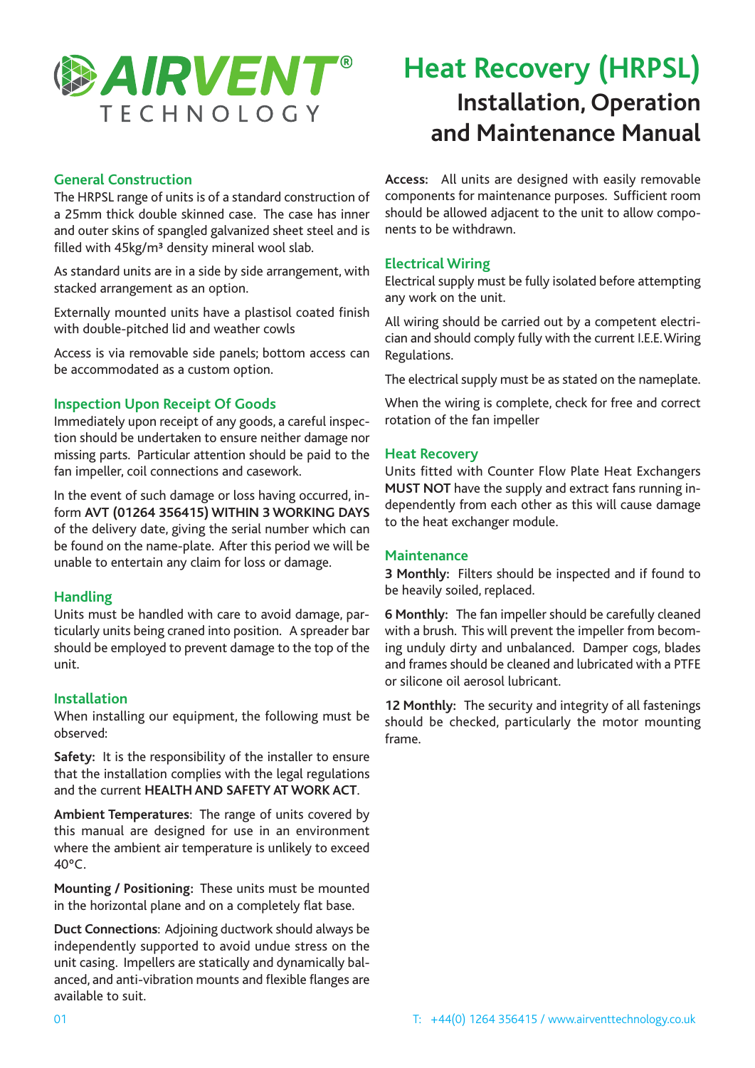AIRVENT® TECHNOLOGY

# Heat Recovery (HRPSL)

## Installation, Operation and Maintenance Manual

### General Construction

The HRPSL range of units is of a standard construction of a 25mm thick double skinned case. The case has inner and outer skins of spangled galvanized sheet steel and is filled with 45kg/m³ density mineral wool slab.

As standard units are in a side by side arrangement, with stacked arrangement as an option.

Externally mounted units have a plastisol coated finish with double-pitched lid and weather cowls

Access is via removable side panels; bottom access can be accommodated as a custom option.

### Inspection Upon Receipt Of Goods

Immediately upon receipt of any goods, a careful inspection should be undertaken to ensure neither damage nor missing parts. Particular attention should be paid to the fan impeller, coil connections and casework.

In the event of such damage or loss having occurred, inform **AVT (01264 356415) WITHIN 3 WORKING DAYS** of the delivery date, giving the serial number which can be found on the name-plate. After this period we will be unable to entertain any claim for loss or damage.

### Handling

Units must be handled with care to avoid damage, particularly units being craned into position. A spreader bar should be employed to prevent damage to the top of the unit.

### Installation

When installing our equipment, the following must be observed:

**Safety:** It is the responsibility of the installer to ensure that the installation complies with the legal regulations and the current **HEALTH AND SAFETY AT WORK ACT**.

**Ambient Temperatures**: The range of units covered by this manual are designed for use in an environment where the ambient air temperature is unlikely to exceed 40°C.

**Mounting / Positioning:** These units must be mounted in the horizontal plane and on a completely flat base.

**Duct Connections**: Adjoining ductwork should always be independently supported to avoid undue stress on the unit casing. Impellers are statically and dynamically balanced, and anti-vibration mounts and flexible flanges are available to suit.

**Access:** All units are designed with easily removable components for maintenance purposes. Sufficient room should be allowed adjacent to the unit to allow components to be withdrawn.

### Electrical Wiring

Electrical supply must be fully isolated before attempting any work on the unit.

All wiring should be carried out by a competent electrician and should comply fully with the current I.E.E. Wiring Regulations.

The electrical supply must be as stated on the nameplate.

When the wiring is complete, check for free and correct rotation of the fan impeller

### Heat Recovery

Units fitted with Counter Flow Plate Heat Exchangers **MUST NOT** have the supply and extract fans running independently from each other as this will cause damage to the heat exchanger module.

### Maintenance

**3 Monthly:** Filters should be inspected and if found to be heavily soiled, replaced.

**6 Monthly:** The fan impeller should be carefully cleaned with a brush. This will prevent the impeller from becoming unduly dirty and unbalanced. Damper cogs, blades and frames should be cleaned and lubricated with a PTFE or silicone oil aerosol lubricant.

**12 Monthly:** The security and integrity of all fastenings should be checked, particularly the motor mounting frame.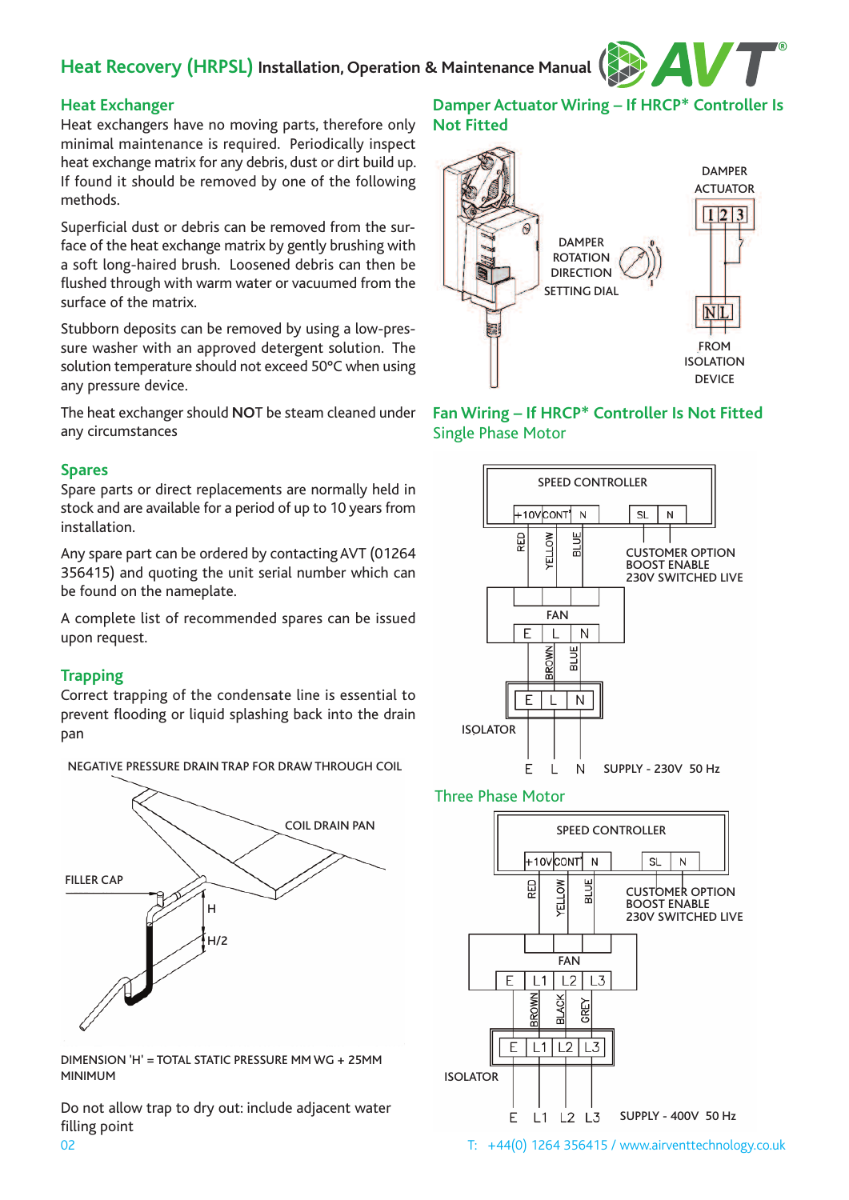## Heat Exchanger

Heat exchangers have no moving parts, therefore only minimal maintenance is required. Periodically inspect heat exchange matrix for any debris, dust or dirt build up. If found it should be removed by one of the following methods.

Superficial dust or debris can be removed from the surface of the heat exchange matrix by gently brushing with a soft long-haired brush. Loosened debris can then be flushed through with warm water or vacuumed from the surface of the matrix.

Stubborn deposits can be removed by using a low-pressure washer with an approved detergent solution. The solution temperature should not exceed 50°C when using any pressure device.

The heat exchanger should **NO**T be steam cleaned under any circumstances

## Spares

Spare parts or direct replacements are normally held in stock and are available for a period of up to 10 years from installation.

Any spare part can be ordered by contacting AVT (01264 356415) and quoting the unit serial number which can be found on the nameplate.

A complete list of recommended spares can be issued upon request.

## Trapping

Correct trapping of the condensate line is essential to prevent flooding or liquid splashing back into the drain pan

NEGATIVE PRESSURE DRAIN TRAP FOR DRAW THROUGH COIL

COIL DRAIN PAN

FILLER CAP

H

H/2

DIMENSION 'H' = TOTAL STATIC PRESSURE MM WG + 25MM MINIMUM

Do not allow trap to dry out: include adjacent water filling point

## Damper Actuator Wiring – If HRCP* Controller Is Not Fitted

DAMPER ACTUATOR

1 2 3

DAMPER ROTATION DIRECTION SETTING DIAL

N L

FROM ISOLATION DEVICE

## Fan Wiring – If HRCP* Controller Is Not Fitted

### Single Phase Motor

SPEED CONTROLLER

+10V CONT N SL N

RED YELLOW BLUE

CUSTOMER OPTION BOOST ENABLE 230V SWITCHED LIVE

FAN

E L N

BROWN BLUE

E L N

ISOLATOR

E L N SUPPLY - 230V 50 Hz

### Three Phase Motor

SPEED CONTROLLER

+10V CONT N SL N

RED YELLOW BLUE

CUSTOMER OPTION BOOST ENABLE 230V SWITCHED LIVE

FAN

E L1 L2 L3

BROWN BLACK GREY

E L1 L2 L3

ISOLATOR

E L1 L2 L3 SUPPLY - 400V 50 Hz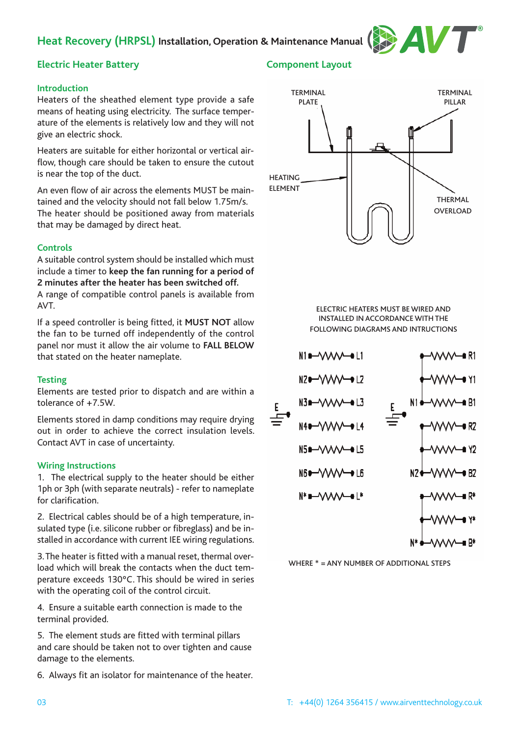# Electric Heater Battery

## Introduction

Heaters of the sheathed element type provide a safe means of heating using electricity. The surface temperature of the elements is relatively low and they will not give an electric shock.

Heaters are suitable for either horizontal or vertical airflow, though care should be taken to ensure the cutout is near the top of the duct.

An even flow of air across the elements MUST be maintained and the velocity should not fall below 1.75m/s. The heater should be positioned away from materials that may be damaged by direct heat.

## Controls

A suitable control system should be installed which must include a timer to **keep the fan running for a period of 2 minutes after the heater has been switched off.**
A range of compatible control panels is available from AVT.

If a speed controller is being fitted, it **MUST NOT** allow the fan to be turned off independently of the control panel nor must it allow the air volume to **FALL BELOW** that stated on the heater nameplate.

## Testing

Elements are tested prior to dispatch and are within a tolerance of +7.5W.

Elements stored in damp conditions may require drying out in order to achieve the correct insulation levels. Contact AVT in case of uncertainty.

## Wiring Instructions

1. The electrical supply to the heater should be either 1ph or 3ph (with separate neutrals) - refer to nameplate for clarification.

2. Electrical cables should be of a high temperature, insulated type (i.e. silicone rubber or fibreglass) and be installed in accordance with current IEE wiring regulations.

3. The heater is fitted with a manual reset, thermal overload which will break the contacts when the duct temperature exceeds 130°C. This should be wired in series with the operating coil of the control circuit.

4. Ensure a suitable earth connection is made to the terminal provided.

5. The element studs are fitted with terminal pillars and care should be taken not to over tighten and cause damage to the elements.

6. Always fit an isolator for maintenance of the heater.

# Component Layout

TERMINAL PLATE

TERMINAL PILLAR

HEATING ELEMENT

THERMAL OVERLOAD

ELECTRIC HEATERS MUST BE WIRED AND INSTALLED IN ACCORDANCE WITH THE FOLLOWING DIAGRAMS AND INTRUCTIONS

E

N1 — L1
N2 — L2
N3 — L3
N4 — L4
N5 — L5
N6 — L6
N* — L*

E

R1
Y1
N1 — B1
R2
Y2
N2 — B2
R*
Y*
N* — B*

WHERE * = ANY NUMBER OF ADDITIONAL STEPS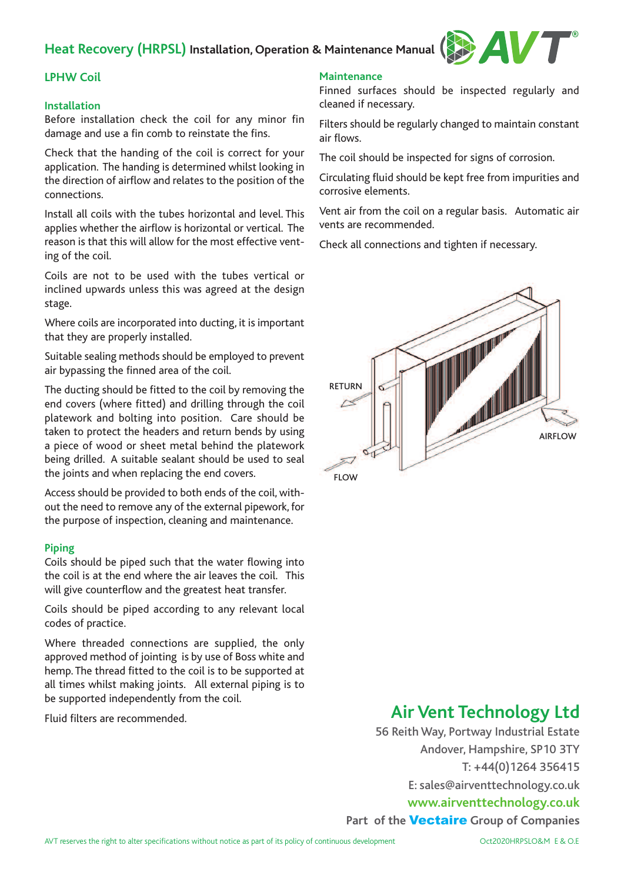## LPHW Coil

### Installation

Before installation check the coil for any minor fin damage and use a fin comb to reinstate the fins.

Check that the handing of the coil is correct for your application. The handing is determined whilst looking in the direction of airflow and relates to the position of the connections.

Install all coils with the tubes horizontal and level. This applies whether the airflow is horizontal or vertical. The reason is that this will allow for the most effective venting of the coil.

Coils are not to be used with the tubes vertical or inclined upwards unless this was agreed at the design stage.

Where coils are incorporated into ducting, it is important that they are properly installed.

Suitable sealing methods should be employed to prevent air bypassing the finned area of the coil.

The ducting should be fitted to the coil by removing the end covers (where fitted) and drilling through the coil platework and bolting into position. Care should be taken to protect the headers and return bends by using a piece of wood or sheet metal behind the platework being drilled. A suitable sealant should be used to seal the joints and when replacing the end covers.

Access should be provided to both ends of the coil, without the need to remove any of the external pipework, for the purpose of inspection, cleaning and maintenance.

### Piping

Coils should be piped such that the water flowing into the coil is at the end where the air leaves the coil. This will give counterflow and the greatest heat transfer.

Coils should be piped according to any relevant local codes of practice.

Where threaded connections are supplied, the only approved method of jointing is by use of Boss white and hemp. The thread fitted to the coil is to be supported at all times whilst making joints. All external piping is to be supported independently from the coil.

Fluid filters are recommended.

### Maintenance

Finned surfaces should be inspected regularly and cleaned if necessary.

Filters should be regularly changed to maintain constant air flows.

The coil should be inspected for signs of corrosion.

Circulating fluid should be kept free from impurities and corrosive elements.

Vent air from the coil on a regular basis. Automatic air vents are recommended.

Check all connections and tighten if necessary.

RETURN

AIRFLOW

FLOW

## Air Vent Technology Ltd

56 Reith Way, Portway Industrial Estate
Andover, Hampshire, SP10 3TY
T: +44(0)1264 356415
E: sales@airventtechnology.co.uk
www.airventtechnology.co.uk
Part of the Vectaire Group of Companies

AVT reserves the right to alter specifications without notice as part of its policy of continuous development

Oct2020HRPSLO&M E & O.E